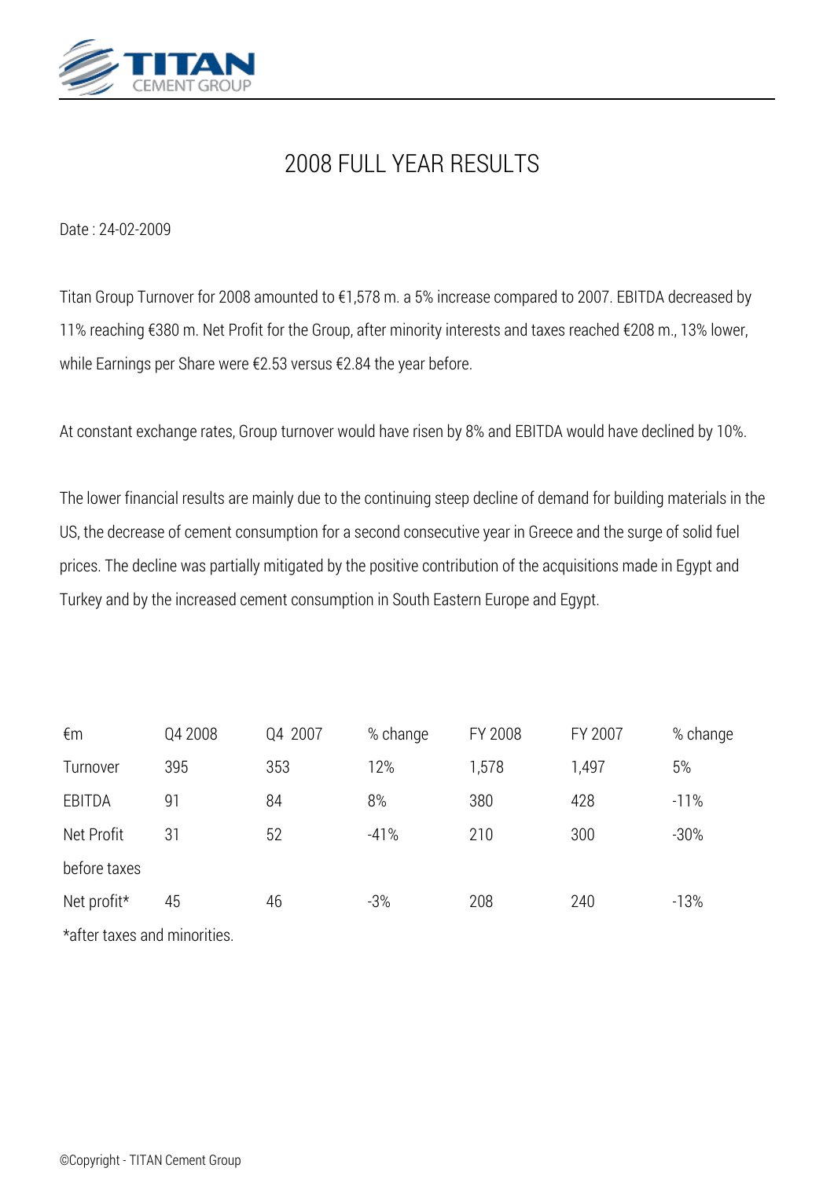# 2008 FULL YEAR RESULTS

Date : 24-02-2009

Titan Group Turnover for 2008 amounted to €1,578 m. a 5% increase compared to 2007. EBITDA decreased by 11% reaching €380 m. Net Profit for the Group, after minority interests and taxes reached €208 m., 13% lower, while Earnings per Share were €2.53 versus €2.84 the year before.

At constant exchange rates, Group turnover would have risen by 8% and EBITDA would have declined by 10%.

The lower financial results are mainly due to the continuing steep decline of demand for building materials in the US, the decrease of cement consumption for a second consecutive year in Greece and the surge of solid fuel prices. The decline was partially mitigated by the positive contribution of the acquisitions made in Egypt and Turkey and by the increased cement consumption in South Eastern Europe and Egypt.

| €m | Q4 2008 | Q4 2007 | % change | FY 2008 | FY 2007 | % change |
|---|---|---|---|---|---|---|
| Turnover | 395 | 353 | 12% | 1,578 | 1,497 | 5% |
| EBITDA | 91 | 84 | 8% | 380 | 428 | -11% |
| Net Profit before taxes | 31 | 52 | -41% | 210 | 300 | -30% |
| Net profit* | 45 | 46 | -3% | 208 | 240 | -13% |

*after taxes and minorities.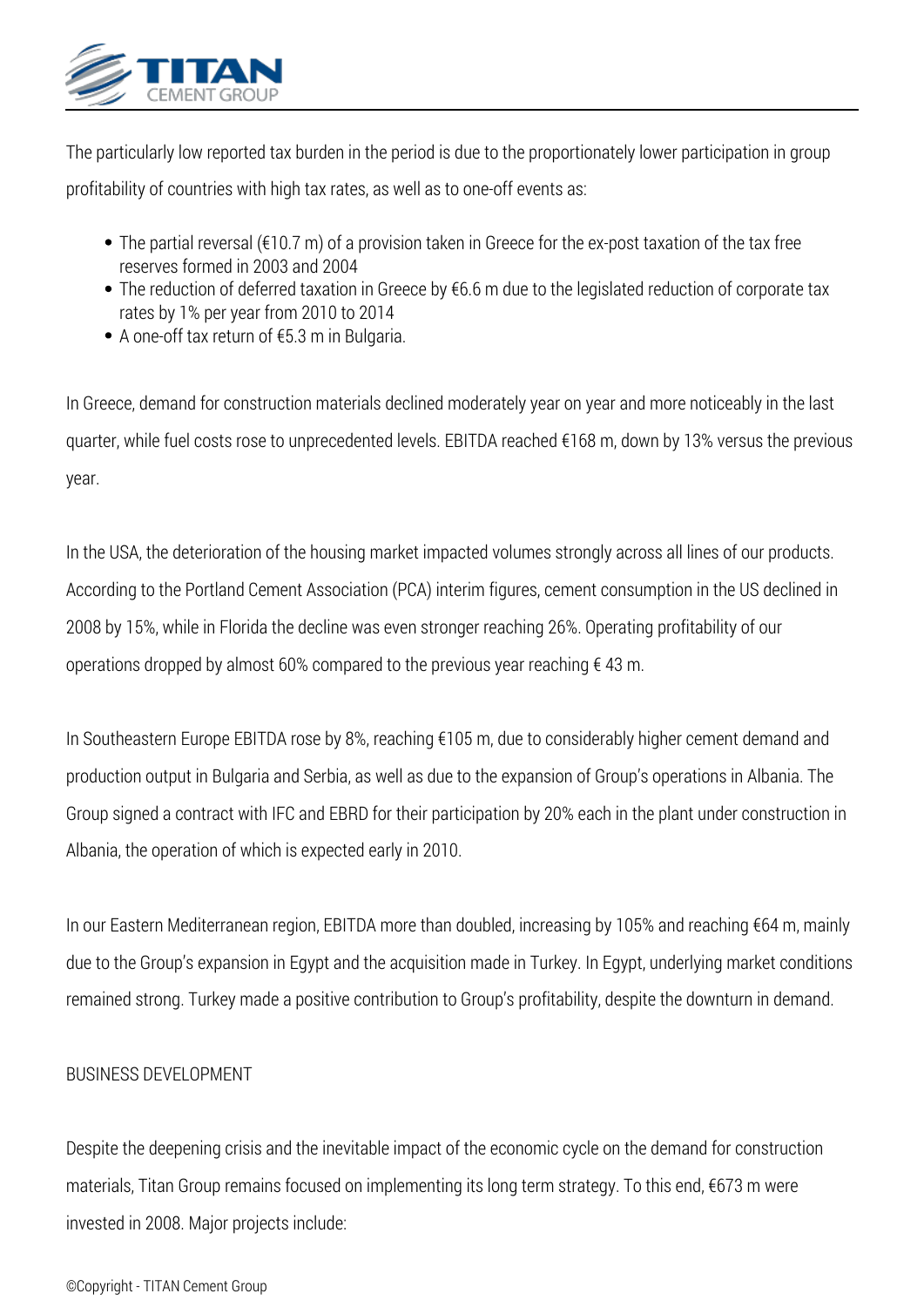The particularly low reported tax burden in the period is due to the proportionately lower participation in group profitability of countries with high tax rates, as well as to one-off events as:

- The partial reversal (€10.7 m) of a provision taken in Greece for the ex-post taxation of the tax free reserves formed in 2003 and 2004
- The reduction of deferred taxation in Greece by €6.6 m due to the legislated reduction of corporate tax rates by 1% per year from 2010 to 2014
- A one-off tax return of €5.3 m in Bulgaria.

In Greece, demand for construction materials declined moderately year on year and more noticeably in the last quarter, while fuel costs rose to unprecedented levels. EBITDA reached €168 m, down by 13% versus the previous year.

In the USA, the deterioration of the housing market impacted volumes strongly across all lines of our products. According to the Portland Cement Association (PCA) interim figures, cement consumption in the US declined in 2008 by 15%, while in Florida the decline was even stronger reaching 26%. Operating profitability of our operations dropped by almost 60% compared to the previous year reaching € 43 m.

In Southeastern Europe EBITDA rose by 8%, reaching €105 m, due to considerably higher cement demand and production output in Bulgaria and Serbia, as well as due to the expansion of Group's operations in Albania. The Group signed a contract with IFC and EBRD for their participation by 20% each in the plant under construction in Albania, the operation of which is expected early in 2010.

In our Eastern Mediterranean region, EBITDA more than doubled, increasing by 105% and reaching €64 m, mainly due to the Group's expansion in Egypt and the acquisition made in Turkey. In Egypt, underlying market conditions remained strong. Turkey made a positive contribution to Group's profitability, despite the downturn in demand.

BUSINESS DEVELOPMENT

Despite the deepening crisis and the inevitable impact of the economic cycle on the demand for construction materials, Titan Group remains focused on implementing its long term strategy. To this end, €673 m were invested in 2008. Major projects include: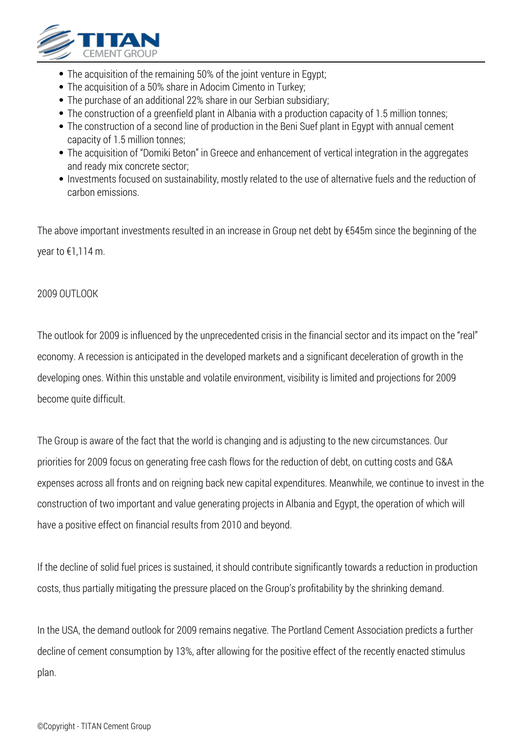- The acquisition of the remaining 50% of the joint venture in Egypt;
- The acquisition of a 50% share in Adocim Cimento in Turkey;
- The purchase of an additional 22% share in our Serbian subsidiary;
- The construction of a greenfield plant in Albania with a production capacity of 1.5 million tonnes;
- The construction of a second line of production in the Beni Suef plant in Egypt with annual cement capacity of 1.5 million tonnes;
- The acquisition of "Domiki Beton" in Greece and enhancement of vertical integration in the aggregates and ready mix concrete sector;
- Investments focused on sustainability, mostly related to the use of alternative fuels and the reduction of carbon emissions.

The above important investments resulted in an increase in Group net debt by €545m since the beginning of the year to €1,114 m.

## 2009 OUTLOOK

The outlook for 2009 is influenced by the unprecedented crisis in the financial sector and its impact on the "real" economy. A recession is anticipated in the developed markets and a significant deceleration of growth in the developing ones. Within this unstable and volatile environment, visibility is limited and projections for 2009 become quite difficult.

The Group is aware of the fact that the world is changing and is adjusting to the new circumstances. Our priorities for 2009 focus on generating free cash flows for the reduction of debt, on cutting costs and G&A expenses across all fronts and on reigning back new capital expenditures. Meanwhile, we continue to invest in the construction of two important and value generating projects in Albania and Egypt, the operation of which will have a positive effect on financial results from 2010 and beyond.

If the decline of solid fuel prices is sustained, it should contribute significantly towards a reduction in production costs, thus partially mitigating the pressure placed on the Group's profitability by the shrinking demand.

In the USA, the demand outlook for 2009 remains negative. The Portland Cement Association predicts a further decline of cement consumption by 13%, after allowing for the positive effect of the recently enacted stimulus plan.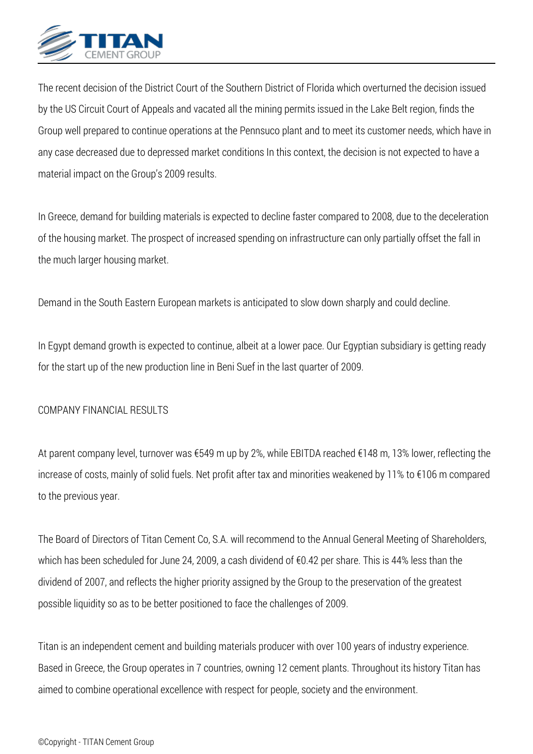The recent decision of the District Court of the Southern District of Florida which overturned the decision issued by the US Circuit Court of Appeals and vacated all the mining permits issued in the Lake Belt region, finds the Group well prepared to continue operations at the Pennsuco plant and to meet its customer needs, which have in any case decreased due to depressed market conditions In this context, the decision is not expected to have a material impact on the Group's 2009 results.

In Greece, demand for building materials is expected to decline faster compared to 2008, due to the deceleration of the housing market. The prospect of increased spending on infrastructure can only partially offset the fall in the much larger housing market.

Demand in the South Eastern European markets is anticipated to slow down sharply and could decline.

In Egypt demand growth is expected to continue, albeit at a lower pace. Our Egyptian subsidiary is getting ready for the start up of the new production line in Beni Suef in the last quarter of 2009.

## COMPANY FINANCIAL RESULTS

At parent company level, turnover was €549 m up by 2%, while EBITDA reached €148 m, 13% lower, reflecting the increase of costs, mainly of solid fuels. Net profit after tax and minorities weakened by 11% to €106 m compared to the previous year.

The Board of Directors of Titan Cement Co, S.A. will recommend to the Annual General Meeting of Shareholders, which has been scheduled for June 24, 2009, a cash dividend of €0.42 per share. This is 44% less than the dividend of 2007, and reflects the higher priority assigned by the Group to the preservation of the greatest possible liquidity so as to be better positioned to face the challenges of 2009.

Titan is an independent cement and building materials producer with over 100 years of industry experience. Based in Greece, the Group operates in 7 countries, owning 12 cement plants. Throughout its history Titan has aimed to combine operational excellence with respect for people, society and the environment.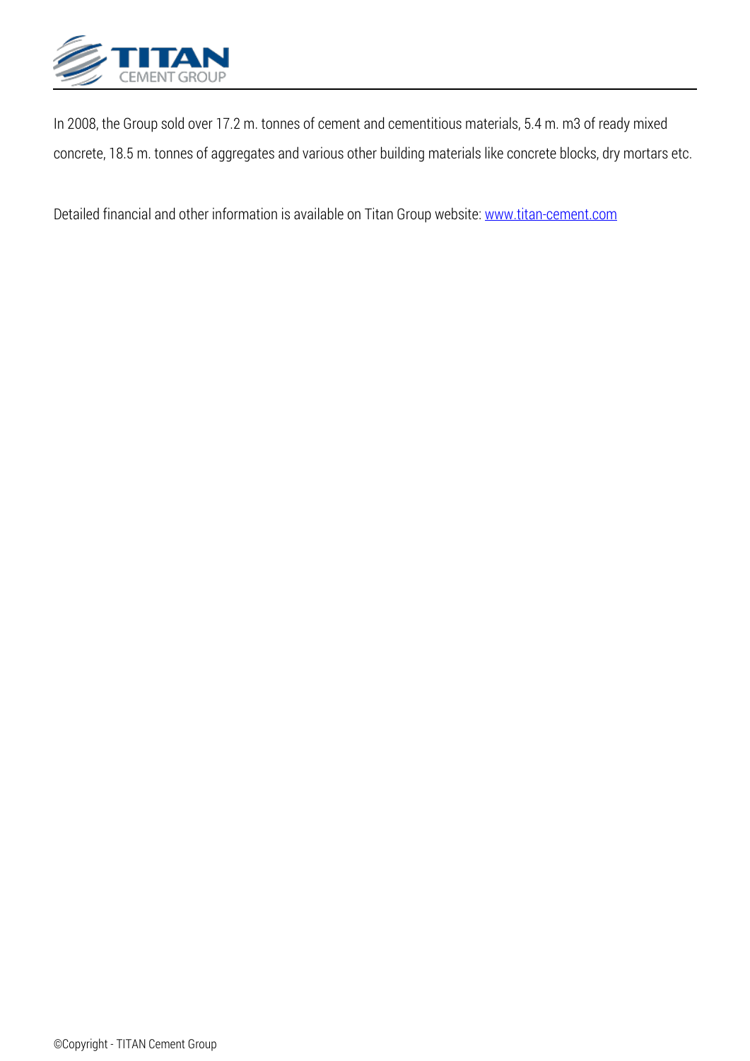In 2008, the Group sold over 17.2 m. tonnes of cement and cementitious materials, 5.4 m. m3 of ready mixed concrete, 18.5 m. tonnes of aggregates and various other building materials like concrete blocks, dry mortars etc.

Detailed financial and other information is available on Titan Group website: [www.titan-cement.com](http://www.titan-cement.com)